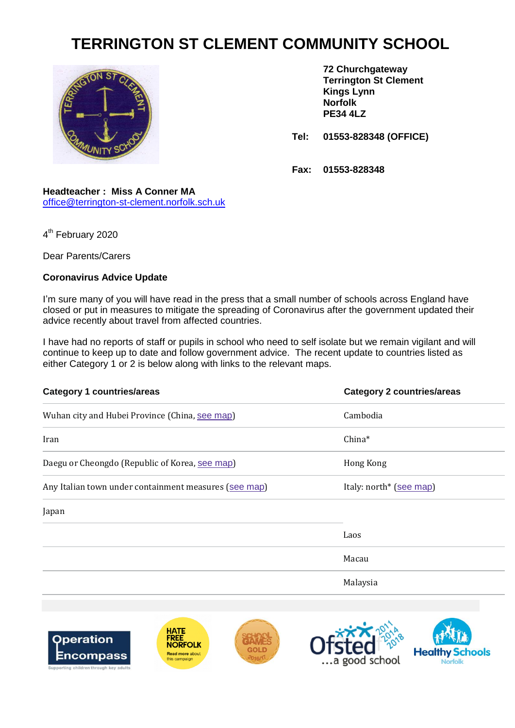# TERRINGTON ST CLEMENT COMMUNITY SCHOOL

**72 Churchgateway**
**Terrington St Clement**
**Kings Lynn**
**Norfolk**
**PE34 4LZ**

**Tel: 01553-828348 (OFFICE)**

**Fax: 01553-828348**

**Headteacher : Miss A Conner MA**
office@terrington-st-clement.norfolk.sch.uk

4th February 2020

Dear Parents/Carers

**Coronavirus Advice Update**

I'm sure many of you will have read in the press that a small number of schools across England have closed or put in measures to mitigate the spreading of Coronavirus after the government updated their advice recently about travel from affected countries.

I have had no reports of staff or pupils in school who need to self isolate but we remain vigilant and will continue to keep up to date and follow government advice. The recent update to countries listed as either Category 1 or 2 is below along with links to the relevant maps.

| Category 1 countries/areas | Category 2 countries/areas |
|---|---|
| Wuhan city and Hubei Province (China, see map) | Cambodia |
| Iran | China* |
| Daegu or Cheongdo (Republic of Korea, see map) | Hong Kong |
| Any Italian town under containment measures (see map) | Italy: north* (see map) |
| Japan | |
| | Laos |
| | Macau |
| | Malaysia |

Operation Encompass — Supporting children through key adults

HATE FREE NORFOLK — Read more about this campaign

SCHOOL GAMES GOLD 2016/17

Ofsted 2011 2014 2018 …a good school

Healthy Schools Norfolk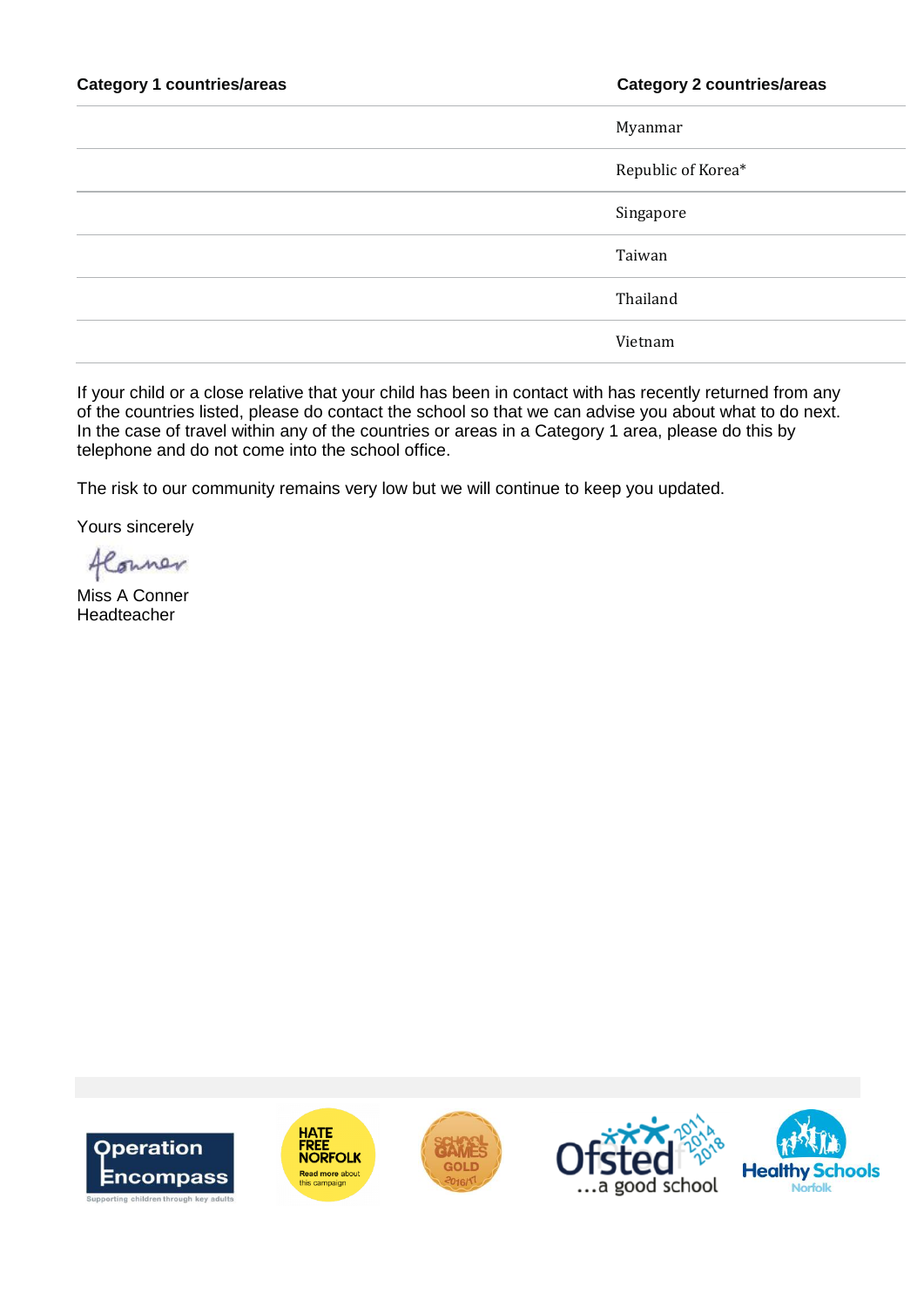| Category 1 countries/areas | Category 2 countries/areas |
| --- | --- |
| | Myanmar |
| | Republic of Korea* |
| | Singapore |
| | Taiwan |
| | Thailand |
| | Vietnam |

If your child or a close relative that your child has been in contact with has recently returned from any of the countries listed, please do contact the school so that we can advise you about what to do next. In the case of travel within any of the countries or areas in a Category 1 area, please do this by telephone and do not come into the school office.

The risk to our community remains very low but we will continue to keep you updated.

Yours sincerely

Miss A Conner
Headteacher